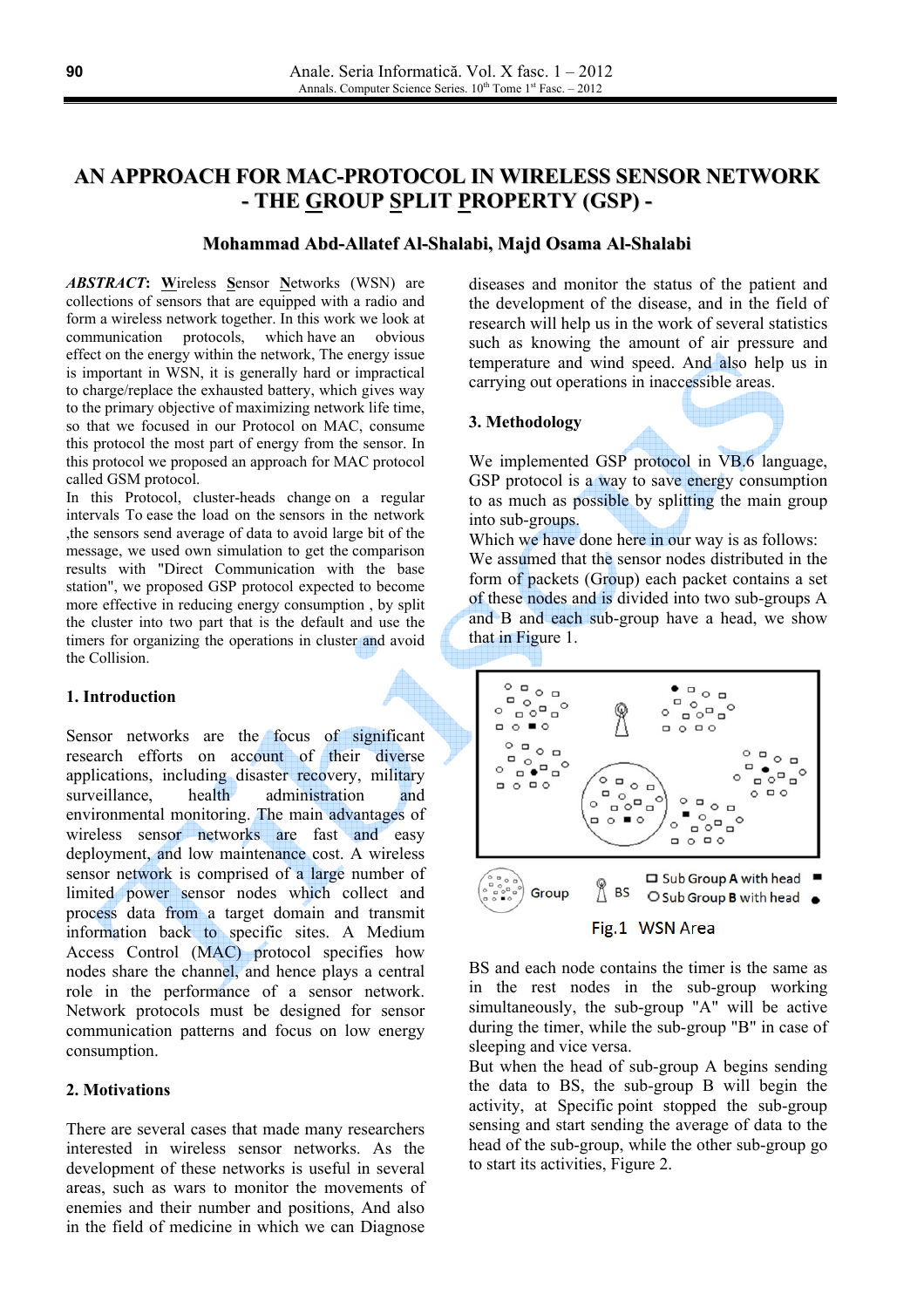# AN APPROACH FOR MAC-PROTOCOL IN WIRELESS SENSOR NETWORK - THE GROUP SPLIT PROPERTY (GSP) -

**Mohammad Abd-Allatef Al-Shalabi, Majd Osama Al-Shalabi**

***ABSTRACT*:** **W**ireless **S**ensor **N**etworks (WSN) are collections of sensors that are equipped with a radio and form a wireless network together. In this work we look at communication protocols, which have an obvious effect on the energy within the network, The energy issue is important in WSN, it is generally hard or impractical to charge/replace the exhausted battery, which gives way to the primary objective of maximizing network life time, so that we focused in our Protocol on MAC, consume this protocol the most part of energy from the sensor. In this protocol we proposed an approach for MAC protocol called GSM protocol.
In this Protocol, cluster-heads change on a regular intervals To ease the load on the sensors in the network ,the sensors send average of data to avoid large bit of the message, we used own simulation to get the comparison results with "Direct Communication with the base station", we proposed GSP protocol expected to become more effective in reducing energy consumption , by split the cluster into two part that is the default and use the timers for organizing the operations in cluster and avoid the Collision.

## 1. Introduction

Sensor networks are the focus of significant research efforts on account of their diverse applications, including disaster recovery, military surveillance, health administration and environmental monitoring. The main advantages of wireless sensor networks are fast and easy deployment, and low maintenance cost. A wireless sensor network is comprised of a large number of limited power sensor nodes which collect and process data from a target domain and transmit information back to specific sites. A Medium Access Control (MAC) protocol specifies how nodes share the channel, and hence plays a central role in the performance of a sensor network. Network protocols must be designed for sensor communication patterns and focus on low energy consumption.

## 2. Motivations

There are several cases that made many researchers interested in wireless sensor networks. As the development of these networks is useful in several areas, such as wars to monitor the movements of enemies and their number and positions, And also in the field of medicine in which we can Diagnose diseases and monitor the status of the patient and the development of the disease, and in the field of research will help us in the work of several statistics such as knowing the amount of air pressure and temperature and wind speed. And also help us in carrying out operations in inaccessible areas.

## 3. Methodology

We implemented GSP protocol in VB.6 language, GSP protocol is a way to save energy consumption to as much as possible by splitting the main group into sub-groups.
Which we have done here in our way is as follows:
We assumed that the sensor nodes distributed in the form of packets (Group) each packet contains a set of these nodes and is divided into two sub-groups A and B and each sub-group have a head, we show that in Figure 1.

Group   BS   Sub Group A with head   Sub Group B with head

Fig.1 WSN Area

BS and each node contains the timer is the same as in the rest nodes in the sub-group working simultaneously, the sub-group "A" will be active during the timer, while the sub-group "B" in case of sleeping and vice versa.
But when the head of sub-group A begins sending the data to BS, the sub-group B will begin the activity, at Specific point stopped the sub-group sensing and start sending the average of data to the head of the sub-group, while the other sub-group go to start its activities, Figure 2.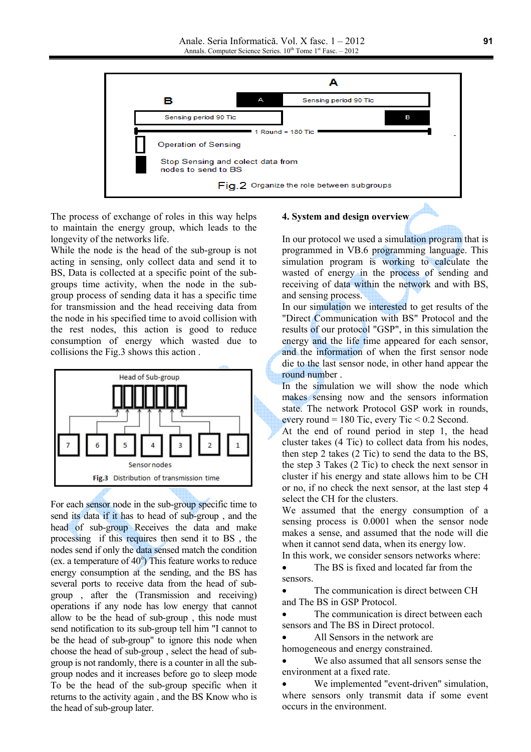Fig.2 Organize the role between subgroups

The process of exchange of roles in this way helps to maintain the energy group, which leads to the longevity of the networks life.

While the node is the head of the sub-group is not acting in sensing, only collect data and send it to BS, Data is collected at a specific point of the sub-groups time activity, when the node in the sub-group process of sending data it has a specific time for transmission and the head receiving data from the node in his specified time to avoid collision with the rest nodes, this action is good to reduce consumption of energy which wasted due to collisions the Fig.3 shows this action .

Fig.3 Distribution of transmission time

For each sensor node in the sub-group specific time to send its data if it has to head of sub-group , and the head of sub-group Receives the data and make processing if this requires then send it to BS , the nodes send if only the data sensed match the condition (ex. a temperature of 40°) This feature works to reduce energy consumption at the sending, and the BS has several ports to receive data from the head of sub-group , after the (Transmission and receiving) operations if any node has low energy that cannot allow to be the head of sub-group , this node must send notification to its sub-group tell him "I cannot to be the head of sub-group" to ignore this node when choose the head of sub-group , select the head of sub-group is not randomly, there is a counter in all the sub-group nodes and it increases before go to sleep mode To be the head of the sub-group specific when it returns to the activity again , and the BS Know who is the head of sub-group later.

## 4. System and design overview

In our protocol we used a simulation program that is programmed in VB.6 programming language. This simulation program is working to calculate the wasted of energy in the process of sending and receiving of data within the network and with BS, and sensing process.

In our simulation we interested to get results of the "Direct Communication with BS" Protocol and the results of our protocol "GSP", in this simulation the energy and the life time appeared for each sensor, and the information of when the first sensor node die to the last sensor node, in other hand appear the round number .

In the simulation we will show the node which makes sensing now and the sensors information state. The network Protocol GSP work in rounds, every round = 180 Tic, every Tic < 0.2 Second.

At the end of round period in step 1, the head cluster takes (4 Tic) to collect data from his nodes, then step 2 takes (2 Tic) to send the data to the BS, the step 3 Takes (2 Tic) to check the next sensor in cluster if his energy and state allows him to be CH or no, if no check the next sensor, at the last step 4 select the CH for the clusters.

We assumed that the energy consumption of a sensing process is 0.0001 when the sensor node makes a sense, and assumed that the node will die when it cannot send data, when its energy low.

In this work, we consider sensors networks where:

- The BS is fixed and located far from the sensors.
- The communication is direct between CH and The BS in GSP Protocol.
- The communication is direct between each sensors and The BS in Direct protocol.
- All Sensors in the network are homogeneous and energy constrained.
- We also assumed that all sensors sense the environment at a fixed rate.
- We implemented "event-driven" simulation, where sensors only transmit data if some event occurs in the environment.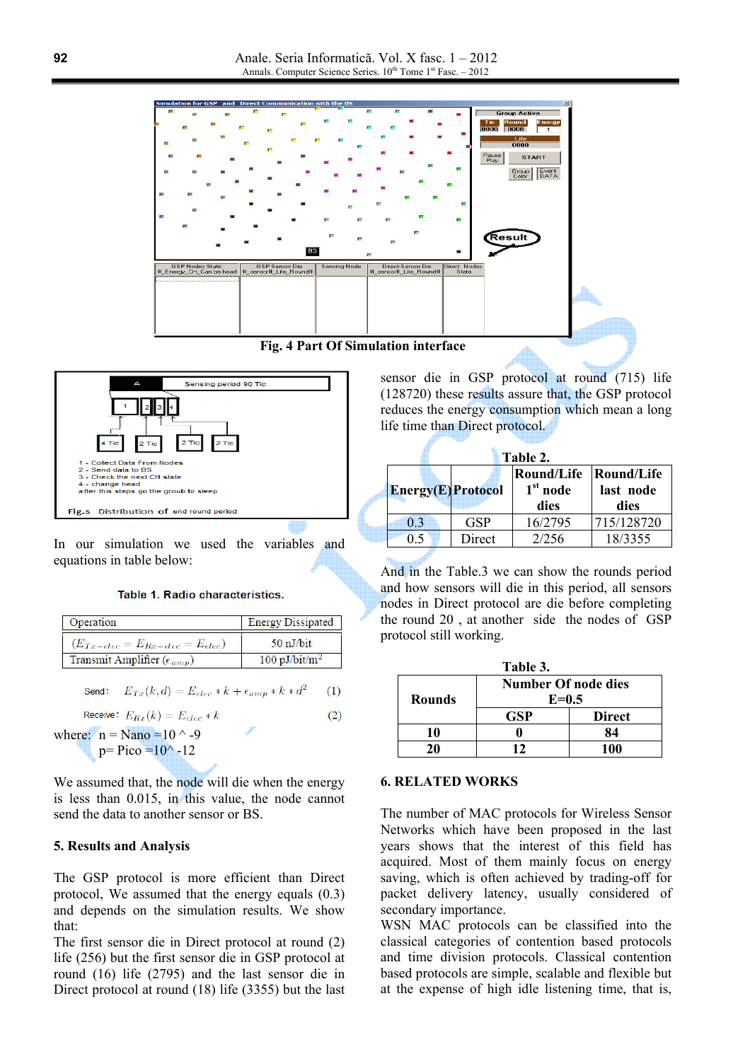**Fig. 4 Part Of Simulation interface**

Fig.5 Distribution of end round period

1 - Collect Data From Nodes
2 - Send data to BS
3 - Check the next CH state
4 - change head
after this steps go the groub to sleep

In our simulation we used the variables and equations in table below:

**Table 1. Radio characteristics.**

| Operation | Energy Dissipated |
|---|---|
| ($E_{Tx-elec} = E_{Rx-elec} = E_{elec}$) | 50 nJ/bit |
| Transmit Amplifier ($\epsilon_{amp}$) | 100 pJ/bit/m$^2$ |

Send: $E_{Tx}(k,d) = E_{elec} * k + \epsilon_{amp} * k * d^2$ (1)

Receive: $E_{Rx}(k) = E_{elec} * k$ (2)

where: n = Nano =10 ^ -9
p= Pico =10^ -12

We assumed that, the node will die when the energy is less than 0.015, in this value, the node cannot send the data to another sensor or BS.

## 5. Results and Analysis

The GSP protocol is more efficient than Direct protocol, We assumed that the energy equals (0.3) and depends on the simulation results. We show that:

The first sensor die in Direct protocol at round (2) life (256) but the first sensor die in GSP protocol at round (16) life (2795) and the last sensor die in Direct protocol at round (18) life (3355) but the last sensor die in GSP protocol at round (715) life (128720) these results assure that, the GSP protocol reduces the energy consumption which mean a long life time than Direct protocol.

**Table 2.**

| Energy(E) | Protocol | Round/Life 1st node dies | Round/Life last node dies |
|---|---|---|---|
| 0.3 | GSP | 16/2795 | 715/128720 |
| 0.5 | Direct | 2/256 | 18/3355 |

And in the Table.3 we can show the rounds period and how sensors will die in this period, all sensors nodes in Direct protocol are die before completing the round 20 , at another side the nodes of GSP protocol still working.

**Table 3.**

| Rounds | Number Of node dies E=0.5 | |
|---|---|---|
| | GSP | Direct |
| 10 | 0 | 84 |
| 20 | 12 | 100 |

## 6. RELATED WORKS

The number of MAC protocols for Wireless Sensor Networks which have been proposed in the last years shows that the interest of this field has acquired. Most of them mainly focus on energy saving, which is often achieved by trading-off for packet delivery latency, usually considered of secondary importance.

WSN MAC protocols can be classified into the classical categories of contention based protocols and time division protocols. Classical contention based protocols are simple, scalable and flexible but at the expense of high idle listening time, that is,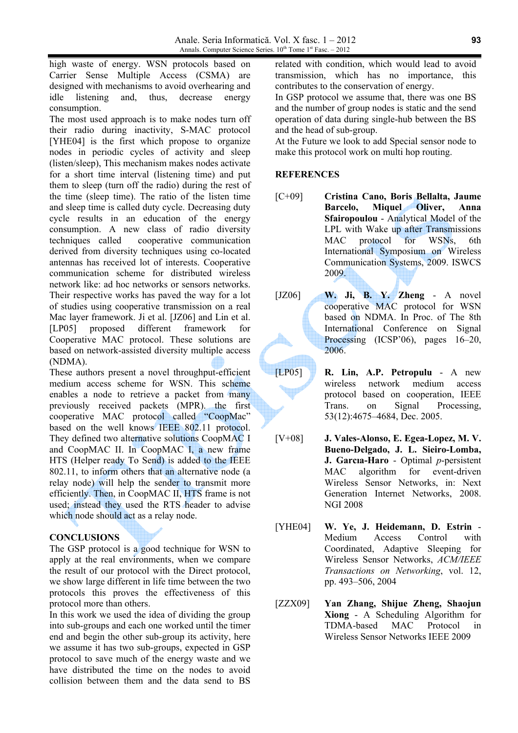high waste of energy. WSN protocols based on Carrier Sense Multiple Access (CSMA) are designed with mechanisms to avoid overhearing and idle listening and, thus, decrease energy consumption.

The most used approach is to make nodes turn off their radio during inactivity, S-MAC protocol [YHE04] is the first which propose to organize nodes in periodic cycles of activity and sleep (listen/sleep), This mechanism makes nodes activate for a short time interval (listening time) and put them to sleep (turn off the radio) during the rest of the time (sleep time). The ratio of the listen time and sleep time is called duty cycle. Decreasing duty cycle results in an education of the energy consumption. A new class of radio diversity techniques called cooperative communication derived from diversity techniques using co-located antennas has received lot of interests. Cooperative communication scheme for distributed wireless network like: ad hoc networks or sensors networks. Their respective works has paved the way for a lot of studies using cooperative transmission on a real Mac layer framework. Ji et al. [JZ06] and Lin et al. [LP05] proposed different framework for Cooperative MAC protocol. These solutions are based on network-assisted diversity multiple access (NDMA).

These authors present a novel throughput-efficient medium access scheme for WSN. This scheme enables a node to retrieve a packet from many previously received packets (MPR). the first cooperative MAC protocol called "CoopMac" based on the well knows IEEE 802.11 protocol. They defined two alternative solutions CoopMAC I and CoopMAC II. In CoopMAC I, a new frame HTS (Helper ready To Send) is added to the IEEE 802.11, to inform others that an alternative node (a relay node) will help the sender to transmit more efficiently. Then, in CoopMAC II, HTS frame is not used; instead they used the RTS header to advise which node should act as a relay node.

## CONCLUSIONS

The GSP protocol is a good technique for WSN to apply at the real environments, when we compare the result of our protocol with the Direct protocol, we show large different in life time between the two protocols this proves the effectiveness of this protocol more than others.

In this work we used the idea of dividing the group into sub-groups and each one worked until the timer end and begin the other sub-group its activity, here we assume it has two sub-groups, expected in GSP protocol to save much of the energy waste and we have distributed the time on the nodes to avoid collision between them and the data send to BS related with condition, which would lead to avoid transmission, which has no importance, this contributes to the conservation of energy.

In GSP protocol we assume that, there was one BS and the number of group nodes is static and the send operation of data during single-hub between the BS and the head of sub-group.

At the Future we look to add Special sensor node to make this protocol work on multi hop routing.

## REFERENCES

[C+09] **Cristina Cano, Boris Bellalta, Jaume Barcelo, Miquel Oliver, Anna Sfairopoulou** - Analytical Model of the LPL with Wake up after Transmissions MAC protocol for WSNs, 6th International Symposium on Wireless Communication Systems, 2009. ISWCS 2009.

[JZ06] **W. Ji, B. Y. Zheng** - A novel cooperative MAC protocol for WSN based on NDMA. In Proc. of The 8th International Conference on Signal Processing (ICSP'06), pages 16–20, 2006.

[LP05] **R. Lin, A.P. Petropulu** - A new wireless network medium access protocol based on cooperation, IEEE Trans. on Signal Processing, 53(12):4675–4684, Dec. 2005.

[V+08] **J. Vales-Alonso, E. Egea-Lopez, M. V. Bueno-Delgado, J. L. Sieiro-Lomba, J. Garcıa-Haro** - Optimal *p*-persistent MAC algorithm for event-driven Wireless Sensor Networks, in: Next Generation Internet Networks, 2008. NGI 2008

[YHE04] **W. Ye, J. Heidemann, D. Estrin** - Medium Access Control with Coordinated, Adaptive Sleeping for Wireless Sensor Networks, *ACM/IEEE Transactions on Networking*, vol. 12, pp. 493–506, 2004

[ZZX09] **Yan Zhang, Shijue Zheng, Shaojun Xiong** - A Scheduling Algorithm for TDMA-based MAC Protocol in Wireless Sensor Networks IEEE 2009